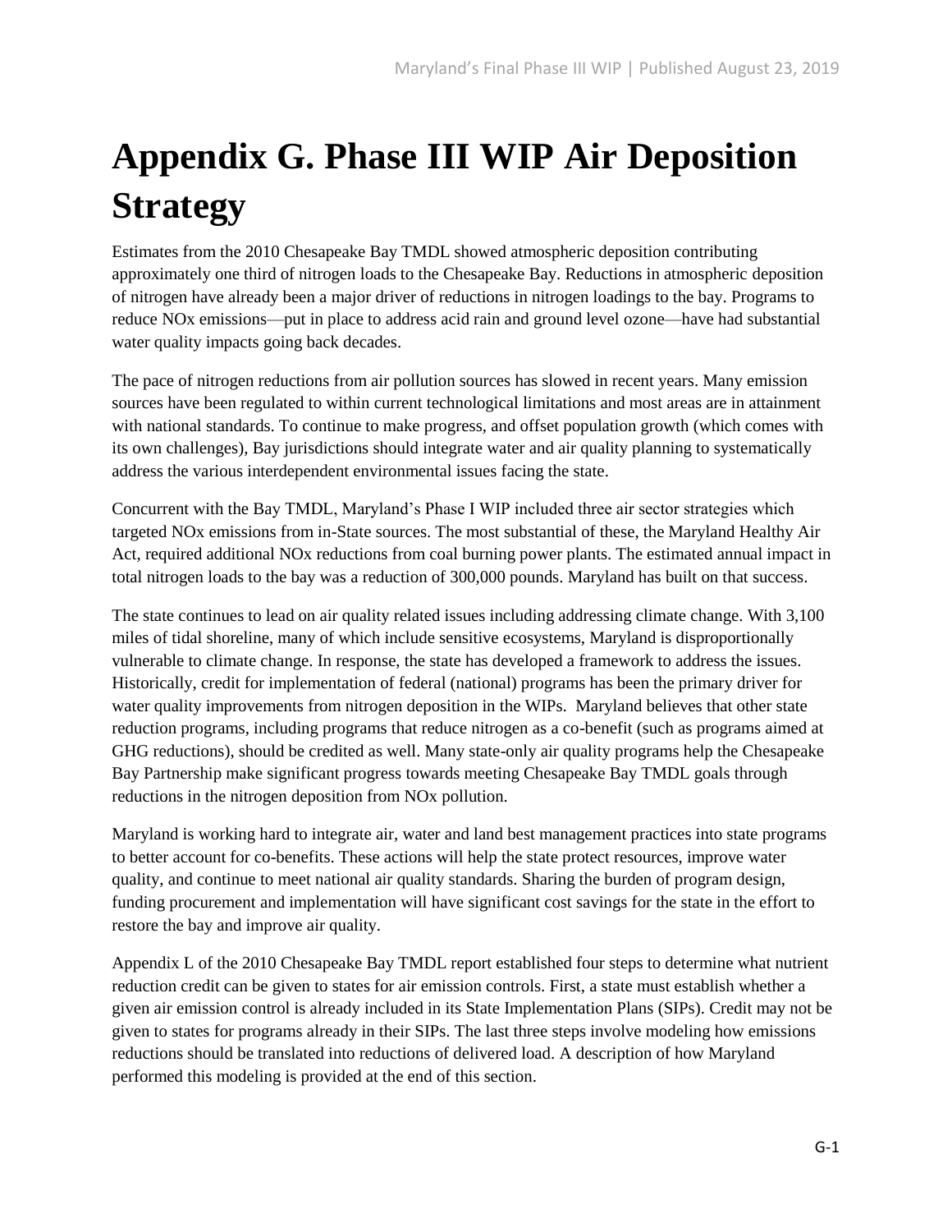# Appendix G. Phase III WIP Air Deposition Strategy

Estimates from the 2010 Chesapeake Bay TMDL showed atmospheric deposition contributing approximately one third of nitrogen loads to the Chesapeake Bay. Reductions in atmospheric deposition of nitrogen have already been a major driver of reductions in nitrogen loadings to the bay. Programs to reduce NOx emissions—put in place to address acid rain and ground level ozone—have had substantial water quality impacts going back decades.

The pace of nitrogen reductions from air pollution sources has slowed in recent years. Many emission sources have been regulated to within current technological limitations and most areas are in attainment with national standards. To continue to make progress, and offset population growth (which comes with its own challenges), Bay jurisdictions should integrate water and air quality planning to systematically address the various interdependent environmental issues facing the state.

Concurrent with the Bay TMDL, Maryland's Phase I WIP included three air sector strategies which targeted NOx emissions from in-State sources. The most substantial of these, the Maryland Healthy Air Act, required additional NOx reductions from coal burning power plants. The estimated annual impact in total nitrogen loads to the bay was a reduction of 300,000 pounds. Maryland has built on that success.

The state continues to lead on air quality related issues including addressing climate change. With 3,100 miles of tidal shoreline, many of which include sensitive ecosystems, Maryland is disproportionally vulnerable to climate change. In response, the state has developed a framework to address the issues. Historically, credit for implementation of federal (national) programs has been the primary driver for water quality improvements from nitrogen deposition in the WIPs. Maryland believes that other state reduction programs, including programs that reduce nitrogen as a co-benefit (such as programs aimed at GHG reductions), should be credited as well. Many state-only air quality programs help the Chesapeake Bay Partnership make significant progress towards meeting Chesapeake Bay TMDL goals through reductions in the nitrogen deposition from NOx pollution.

Maryland is working hard to integrate air, water and land best management practices into state programs to better account for co-benefits. These actions will help the state protect resources, improve water quality, and continue to meet national air quality standards. Sharing the burden of program design, funding procurement and implementation will have significant cost savings for the state in the effort to restore the bay and improve air quality.

Appendix L of the 2010 Chesapeake Bay TMDL report established four steps to determine what nutrient reduction credit can be given to states for air emission controls. First, a state must establish whether a given air emission control is already included in its State Implementation Plans (SIPs). Credit may not be given to states for programs already in their SIPs. The last three steps involve modeling how emissions reductions should be translated into reductions of delivered load. A description of how Maryland performed this modeling is provided at the end of this section.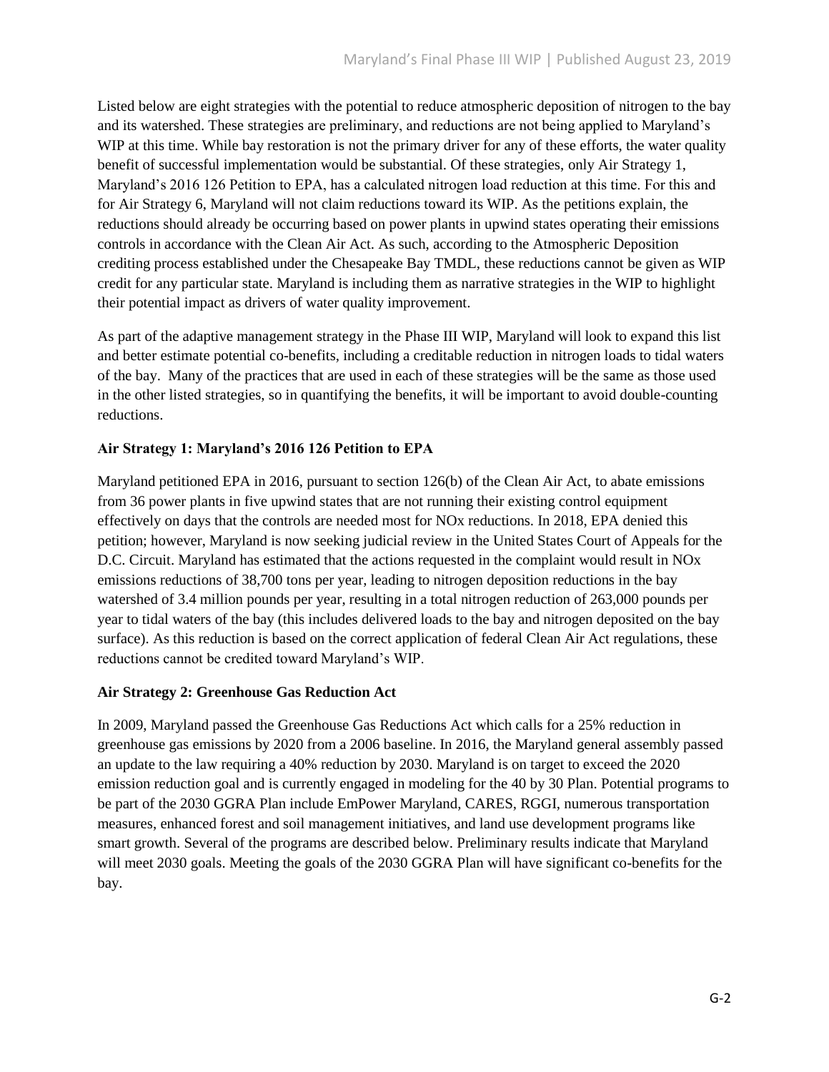Listed below are eight strategies with the potential to reduce atmospheric deposition of nitrogen to the bay and its watershed. These strategies are preliminary, and reductions are not being applied to Maryland's WIP at this time. While bay restoration is not the primary driver for any of these efforts, the water quality benefit of successful implementation would be substantial. Of these strategies, only Air Strategy 1, Maryland's 2016 126 Petition to EPA, has a calculated nitrogen load reduction at this time. For this and for Air Strategy 6, Maryland will not claim reductions toward its WIP. As the petitions explain, the reductions should already be occurring based on power plants in upwind states operating their emissions controls in accordance with the Clean Air Act. As such, according to the Atmospheric Deposition crediting process established under the Chesapeake Bay TMDL, these reductions cannot be given as WIP credit for any particular state. Maryland is including them as narrative strategies in the WIP to highlight their potential impact as drivers of water quality improvement.

As part of the adaptive management strategy in the Phase III WIP, Maryland will look to expand this list and better estimate potential co-benefits, including a creditable reduction in nitrogen loads to tidal waters of the bay. Many of the practices that are used in each of these strategies will be the same as those used in the other listed strategies, so in quantifying the benefits, it will be important to avoid double-counting reductions.

### Air Strategy 1: Maryland's 2016 126 Petition to EPA

Maryland petitioned EPA in 2016, pursuant to section 126(b) of the Clean Air Act, to abate emissions from 36 power plants in five upwind states that are not running their existing control equipment effectively on days that the controls are needed most for NOx reductions. In 2018, EPA denied this petition; however, Maryland is now seeking judicial review in the United States Court of Appeals for the D.C. Circuit. Maryland has estimated that the actions requested in the complaint would result in NOx emissions reductions of 38,700 tons per year, leading to nitrogen deposition reductions in the bay watershed of 3.4 million pounds per year, resulting in a total nitrogen reduction of 263,000 pounds per year to tidal waters of the bay (this includes delivered loads to the bay and nitrogen deposited on the bay surface). As this reduction is based on the correct application of federal Clean Air Act regulations, these reductions cannot be credited toward Maryland's WIP.

### Air Strategy 2: Greenhouse Gas Reduction Act

In 2009, Maryland passed the Greenhouse Gas Reductions Act which calls for a 25% reduction in greenhouse gas emissions by 2020 from a 2006 baseline. In 2016, the Maryland general assembly passed an update to the law requiring a 40% reduction by 2030. Maryland is on target to exceed the 2020 emission reduction goal and is currently engaged in modeling for the 40 by 30 Plan. Potential programs to be part of the 2030 GGRA Plan include EmPower Maryland, CARES, RGGI, numerous transportation measures, enhanced forest and soil management initiatives, and land use development programs like smart growth. Several of the programs are described below. Preliminary results indicate that Maryland will meet 2030 goals. Meeting the goals of the 2030 GGRA Plan will have significant co-benefits for the bay.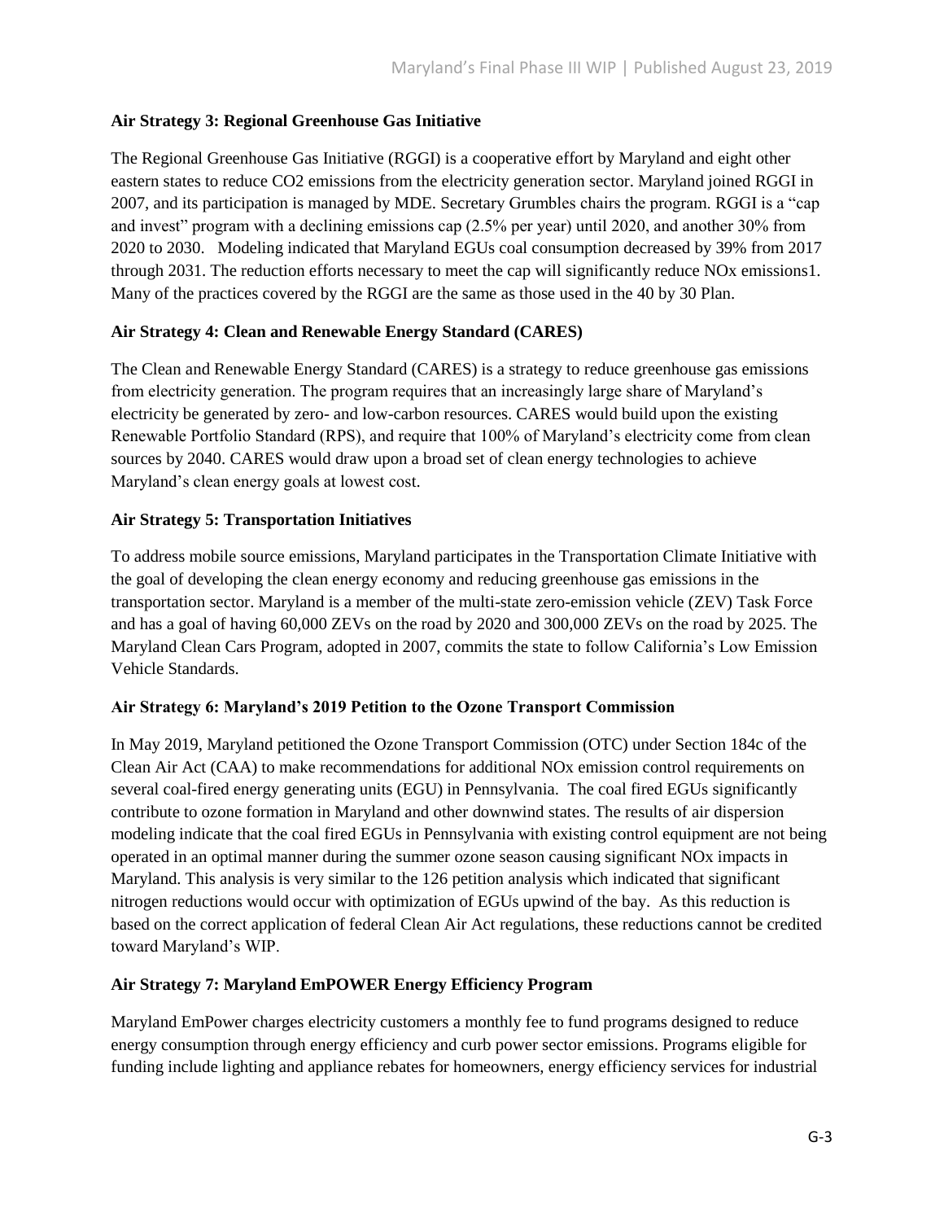**Air Strategy 3: Regional Greenhouse Gas Initiative**

The Regional Greenhouse Gas Initiative (RGGI) is a cooperative effort by Maryland and eight other eastern states to reduce $CO_2$ emissions from the electricity generation sector. Maryland joined RGGI in 2007, and its participation is managed by MDE. Secretary Grumbles chairs the program. RGGI is a "cap and invest" program with a declining emissions cap (2.5% per year) until 2020, and another 30% from 2020 to 2030. Modeling indicated that Maryland EGUs coal consumption decreased by 39% from 2017 through 2031. The reduction efforts necessary to meet the cap will significantly reduce NOx emissions[1]. Many of the practices covered by the RGGI are the same as those used in the 40 by 30 Plan.

**Air Strategy 4: Clean and Renewable Energy Standard (CARES)**

The Clean and Renewable Energy Standard (CARES) is a strategy to reduce greenhouse gas emissions from electricity generation. The program requires that an increasingly large share of Maryland's electricity be generated by zero- and low-carbon resources. CARES would build upon the existing Renewable Portfolio Standard (RPS), and require that 100% of Maryland's electricity come from clean sources by 2040. CARES would draw upon a broad set of clean energy technologies to achieve Maryland's clean energy goals at lowest cost.

**Air Strategy 5: Transportation Initiatives**

To address mobile source emissions, Maryland participates in the Transportation Climate Initiative with the goal of developing the clean energy economy and reducing greenhouse gas emissions in the transportation sector. Maryland is a member of the multi-state zero-emission vehicle (ZEV) Task Force and has a goal of having 60,000 ZEVs on the road by 2020 and 300,000 ZEVs on the road by 2025. The Maryland Clean Cars Program, adopted in 2007, commits the state to follow California's Low Emission Vehicle Standards.

**Air Strategy 6: Maryland's 2019 Petition to the Ozone Transport Commission**

In May 2019, Maryland petitioned the Ozone Transport Commission (OTC) under Section 184c of the Clean Air Act (CAA) to make recommendations for additional NOx emission control requirements on several coal-fired energy generating units (EGU) in Pennsylvania. The coal fired EGUs significantly contribute to ozone formation in Maryland and other downwind states. The results of air dispersion modeling indicate that the coal fired EGUs in Pennsylvania with existing control equipment are not being operated in an optimal manner during the summer ozone season causing significant NOx impacts in Maryland. This analysis is very similar to the 126 petition analysis which indicated that significant nitrogen reductions would occur with optimization of EGUs upwind of the bay. As this reduction is based on the correct application of federal Clean Air Act regulations, these reductions cannot be credited toward Maryland's WIP.

**Air Strategy 7: Maryland EmPOWER Energy Efficiency Program**

Maryland EmPower charges electricity customers a monthly fee to fund programs designed to reduce energy consumption through energy efficiency and curb power sector emissions. Programs eligible for funding include lighting and appliance rebates for homeowners, energy efficiency services for industrial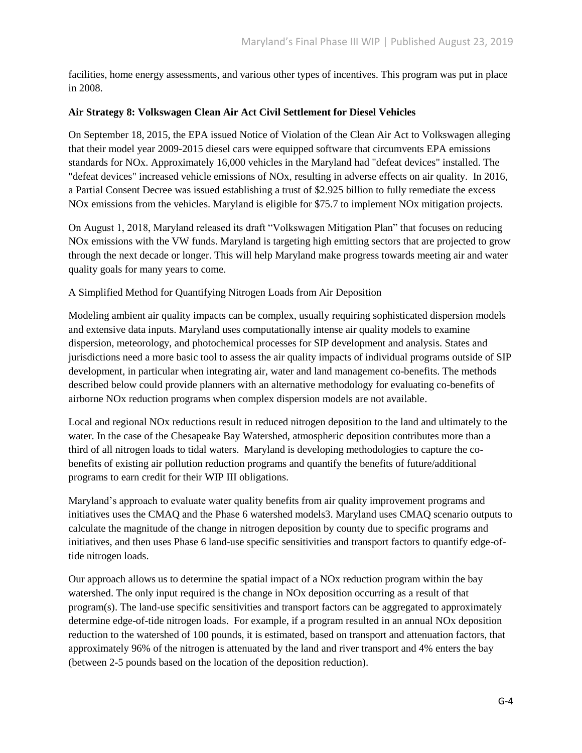facilities, home energy assessments, and various other types of incentives. This program was put in place in 2008.

**Air Strategy 8: Volkswagen Clean Air Act Civil Settlement for Diesel Vehicles**

On September 18, 2015, the EPA issued Notice of Violation of the Clean Air Act to Volkswagen alleging that their model year 2009-2015 diesel cars were equipped software that circumvents EPA emissions standards for NOx. Approximately 16,000 vehicles in the Maryland had "defeat devices" installed. The "defeat devices" increased vehicle emissions of NOx, resulting in adverse effects on air quality. In 2016, a Partial Consent Decree was issued establishing a trust of $2.925 billion to fully remediate the excess NOx emissions from the vehicles. Maryland is eligible for $75.7 to implement NOx mitigation projects.

On August 1, 2018, Maryland released its draft "Volkswagen Mitigation Plan" that focuses on reducing NOx emissions with the VW funds. Maryland is targeting high emitting sectors that are projected to grow through the next decade or longer. This will help Maryland make progress towards meeting air and water quality goals for many years to come.

A Simplified Method for Quantifying Nitrogen Loads from Air Deposition

Modeling ambient air quality impacts can be complex, usually requiring sophisticated dispersion models and extensive data inputs. Maryland uses computationally intense air quality models to examine dispersion, meteorology, and photochemical processes for SIP development and analysis. States and jurisdictions need a more basic tool to assess the air quality impacts of individual programs outside of SIP development, in particular when integrating air, water and land management co-benefits. The methods described below could provide planners with an alternative methodology for evaluating co-benefits of airborne NOx reduction programs when complex dispersion models are not available.

Local and regional NOx reductions result in reduced nitrogen deposition to the land and ultimately to the water. In the case of the Chesapeake Bay Watershed, atmospheric deposition contributes more than a third of all nitrogen loads to tidal waters. Maryland is developing methodologies to capture the co-benefits of existing air pollution reduction programs and quantify the benefits of future/additional programs to earn credit for their WIP III obligations.

Maryland's approach to evaluate water quality benefits from air quality improvement programs and initiatives uses the CMAQ and the Phase 6 watershed models[3]. Maryland uses CMAQ scenario outputs to calculate the magnitude of the change in nitrogen deposition by county due to specific programs and initiatives, and then uses Phase 6 land-use specific sensitivities and transport factors to quantify edge-of-tide nitrogen loads.

Our approach allows us to determine the spatial impact of a NOx reduction program within the bay watershed. The only input required is the change in NOx deposition occurring as a result of that program(s). The land-use specific sensitivities and transport factors can be aggregated to approximately determine edge-of-tide nitrogen loads. For example, if a program resulted in an annual NOx deposition reduction to the watershed of 100 pounds, it is estimated, based on transport and attenuation factors, that approximately 96% of the nitrogen is attenuated by the land and river transport and 4% enters the bay (between 2-5 pounds based on the location of the deposition reduction).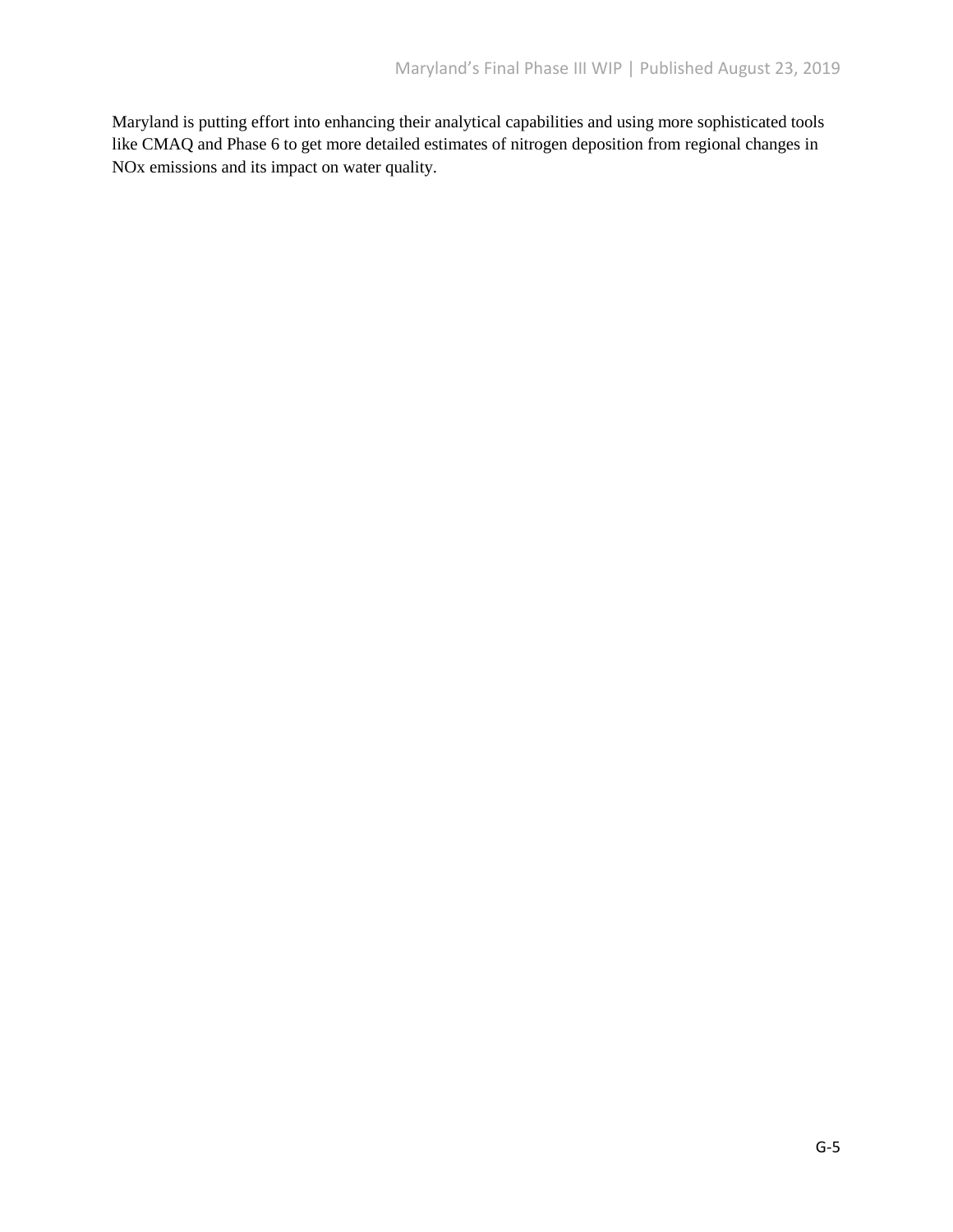Maryland is putting effort into enhancing their analytical capabilities and using more sophisticated tools like CMAQ and Phase 6 to get more detailed estimates of nitrogen deposition from regional changes in NOx emissions and its impact on water quality.